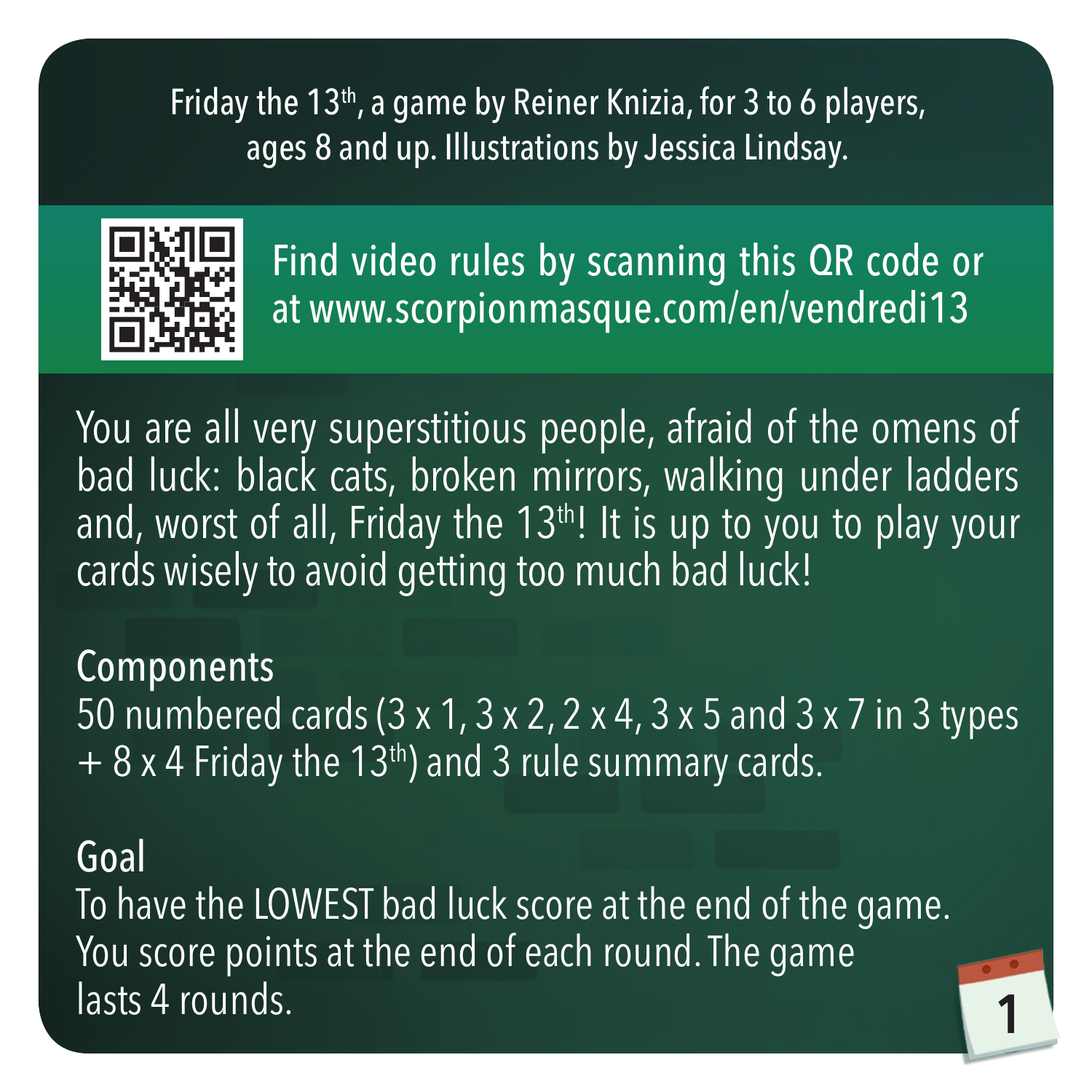Friday the 13th, a game by Reiner Knizia, for 3 to 6 players, ages 8 and up. Illustrations by Jessica Lindsay.

Find video rules by scanning this QR code or at www.scorpionmasque.com/en/vendredi13

You are all very superstitious people, afraid of the omens of bad luck: black cats, broken mirrors, walking under ladders and, worst of all, Friday the 13th! It is up to you to play your cards wisely to avoid getting too much bad luck!

## Components

50 numbered cards (3 x 1, 3 x 2, 2 x 4, 3 x 5 and 3 x 7 in 3 types + 8 x 4 Friday the 13th) and 3 rule summary cards.

## Goal

To have the LOWEST bad luck score at the end of the game. You score points at the end of each round. The game lasts 4 rounds.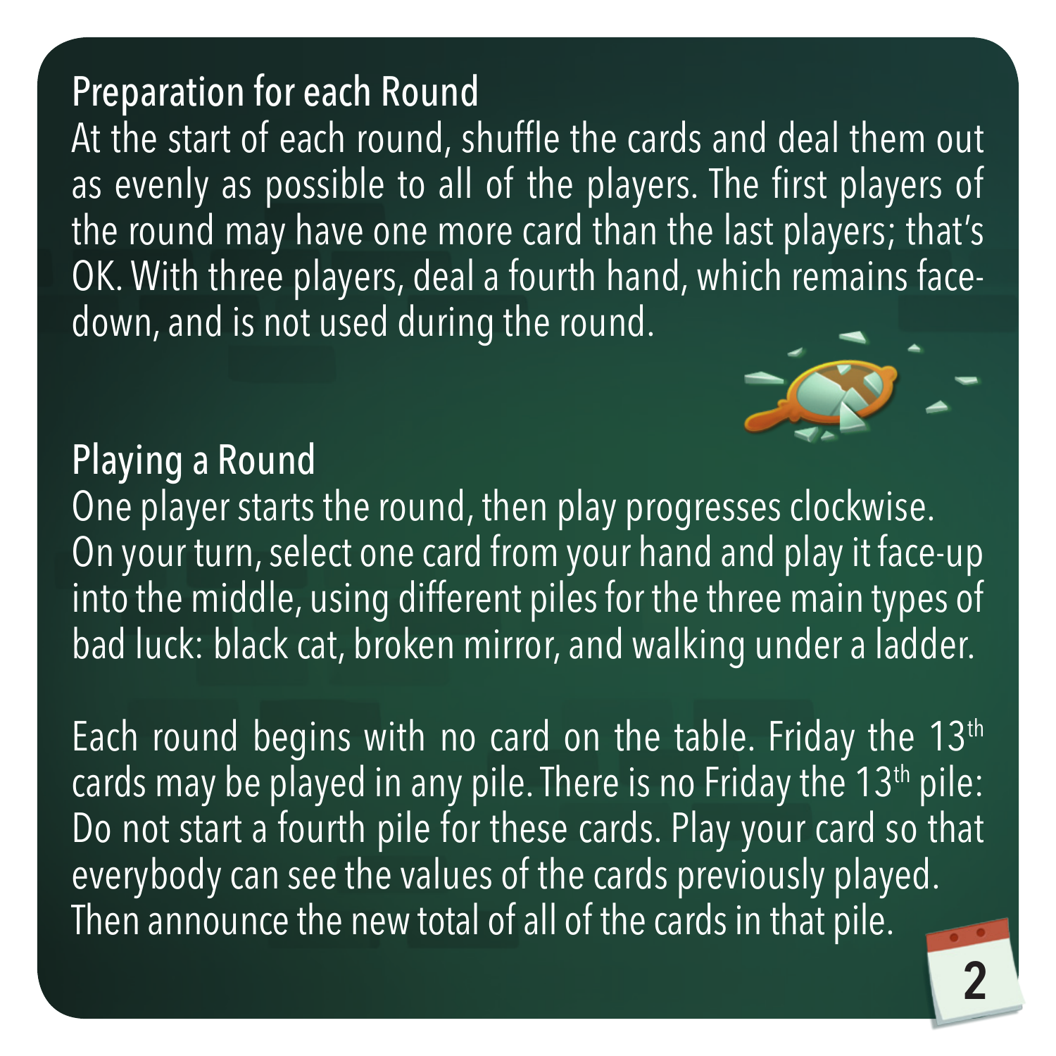## Preparation for each Round

At the start of each round, shuffle the cards and deal them out as evenly as possible to all of the players. The first players of the round may have one more card than the last players; that's OK. With three players, deal a fourth hand, which remains face-down, and is not used during the round.

## Playing a Round

One player starts the round, then play progresses clockwise. On your turn, select one card from your hand and play it face-up into the middle, using different piles for the three main types of bad luck: black cat, broken mirror, and walking under a ladder.

Each round begins with no card on the table. Friday the 13th cards may be played in any pile. There is no Friday the 13th pile: Do not start a fourth pile for these cards. Play your card so that everybody can see the values of the cards previously played. Then announce the new total of all of the cards in that pile.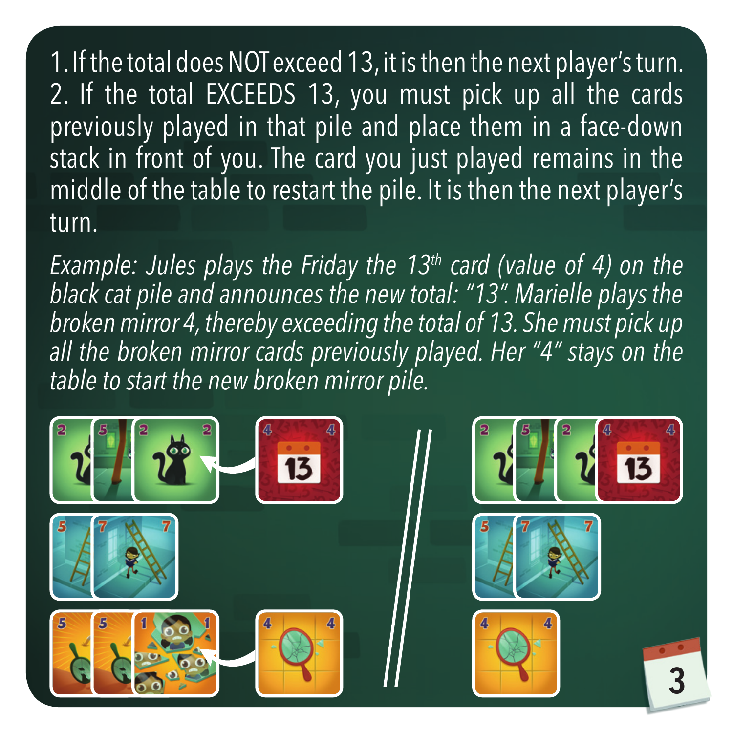1. If the total does NOT exceed 13, it is then the next player's turn.
2. If the total EXCEEDS 13, you must pick up all the cards previously played in that pile and place them in a face-down stack in front of you. The card you just played remains in the middle of the table to restart the pile. It is then the next player's turn.

*Example: Jules plays the Friday the 13th card (value of 4) on the black cat pile and announces the new total: "13". Marielle plays the broken mirror 4, thereby exceeding the total of 13. She must pick up all the broken mirror cards previously played. Her "4" stays on the table to start the new broken mirror pile.*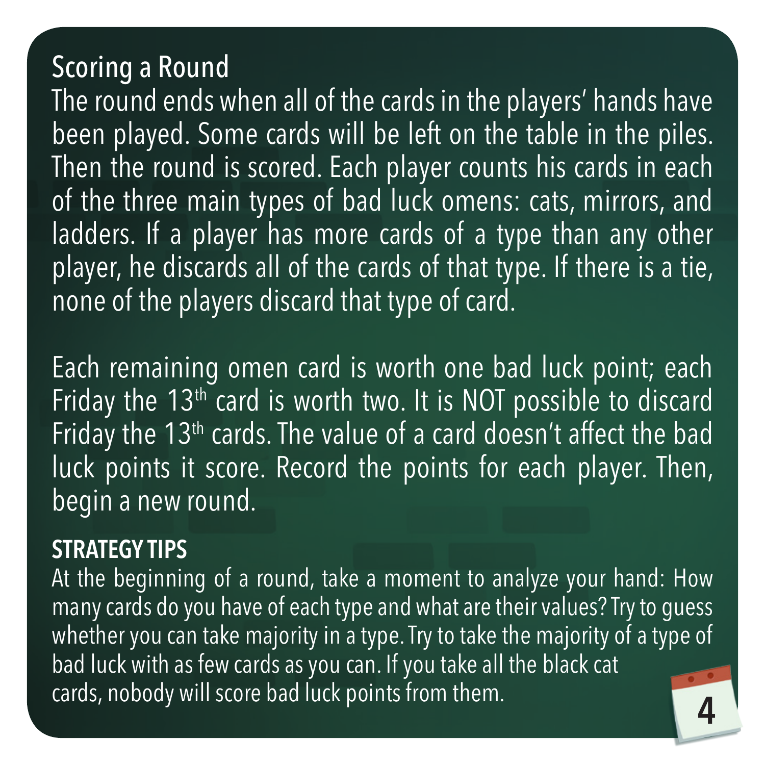## Scoring a Round

The round ends when all of the cards in the players' hands have been played. Some cards will be left on the table in the piles. Then the round is scored. Each player counts his cards in each of the three main types of bad luck omens: cats, mirrors, and ladders. If a player has more cards of a type than any other player, he discards all of the cards of that type. If there is a tie, none of the players discard that type of card.

Each remaining omen card is worth one bad luck point; each Friday the 13th card is worth two. It is NOT possible to discard Friday the 13th cards. The value of a card doesn't affect the bad luck points it score. Record the points for each player. Then, begin a new round.

**STRATEGY TIPS**

At the beginning of a round, take a moment to analyze your hand: How many cards do you have of each type and what are their values? Try to guess whether you can take majority in a type. Try to take the majority of a type of bad luck with as few cards as you can. If you take all the black cat cards, nobody will score bad luck points from them.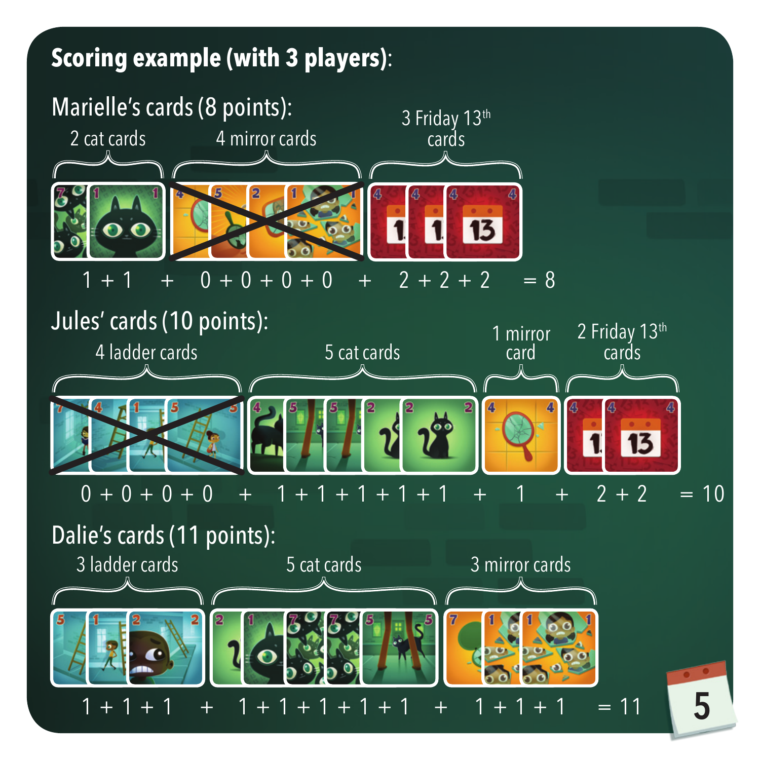## Scoring example (with 3 players):

### Marielle's cards (8 points):

2 cat cards | 4 mirror cards | 3 Friday 13th cards

1 + 1 + 0 + 0 + 0 + 0 + 2 + 2 + 2 = 8

### Jules' cards (10 points):

4 ladder cards | 5 cat cards | 1 mirror card | 2 Friday 13th cards

0 + 0 + 0 + 0 + 1 + 1 + 1 + 1 + 1 + 1 + 2 + 2 = 10

### Dalie's cards (11 points):

3 ladder cards | 5 cat cards | 3 mirror cards

1 + 1 + 1 + 1 + 1 + 1 + 1 + 1 + 1 + 1 + 1 = 11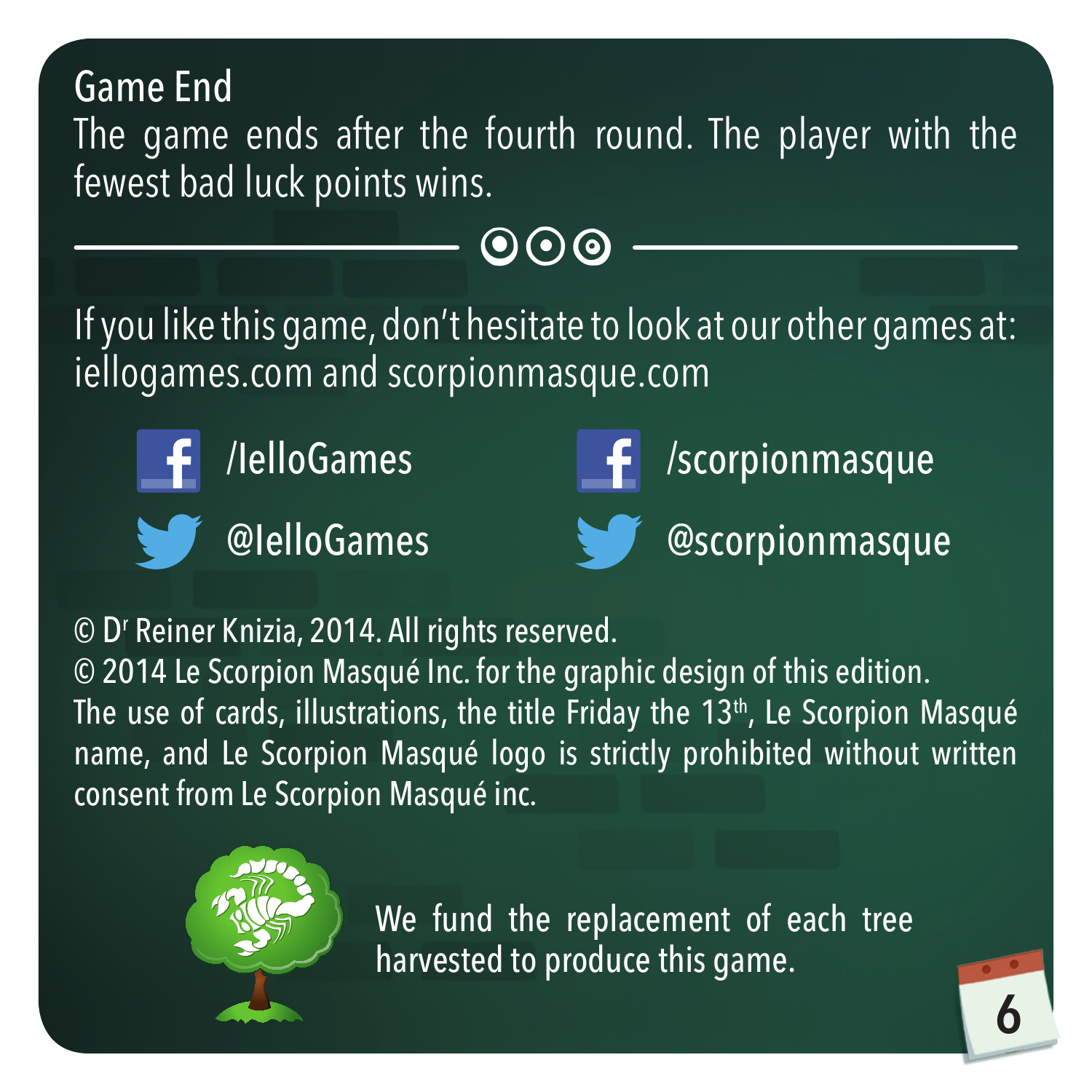## Game End

The game ends after the fourth round. The player with the fewest bad luck points wins.

---

If you like this game, don't hesitate to look at our other games at: iellogames.com and scorpionmasque.com

/IelloGames

@IelloGames

/scorpionmasque

@scorpionmasque

© Dr Reiner Knizia, 2014. All rights reserved.
© 2014 Le Scorpion Masqué Inc. for the graphic design of this edition.
The use of cards, illustrations, the title Friday the 13th, Le Scorpion Masqué name, and Le Scorpion Masqué logo is strictly prohibited without written consent from Le Scorpion Masqué inc.

We fund the replacement of each tree harvested to produce this game.